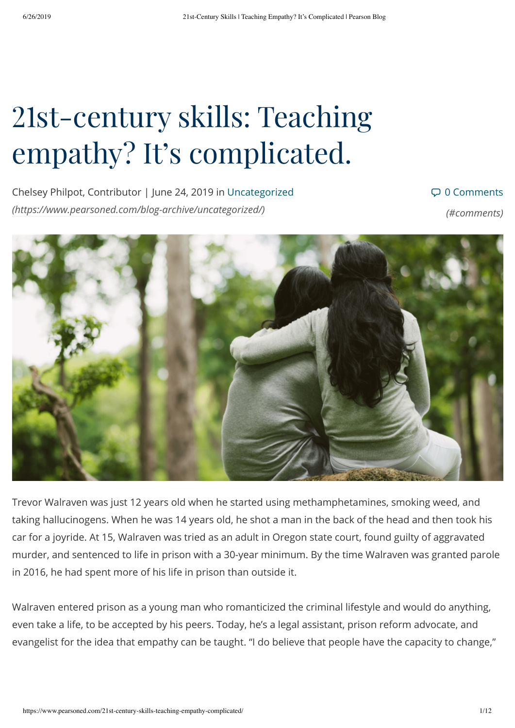# 21st-century skills: Teaching empathy? It's complicated.

Chelsey Philpot, Contributor | June 24, 2019 in Uncategorized *(https://www.pearsoned.com/blog-archive/uncategorized/)*

0 Comments *(#comments)*

Trevor Walraven was just 12 years old when he started using methamphetamines, smoking weed, and taking hallucinogens. When he was 14 years old, he shot a man in the back of the head and then took his car for a joyride. At 15, Walraven was tried as an adult in Oregon state court, found guilty of aggravated murder, and sentenced to life in prison with a 30-year minimum. By the time Walraven was granted parole in 2016, he had spent more of his life in prison than outside it.

Walraven entered prison as a young man who romanticized the criminal lifestyle and would do anything, even take a life, to be accepted by his peers. Today, he's a legal assistant, prison reform advocate, and evangelist for the idea that empathy can be taught. "I do believe that people have the capacity to change,"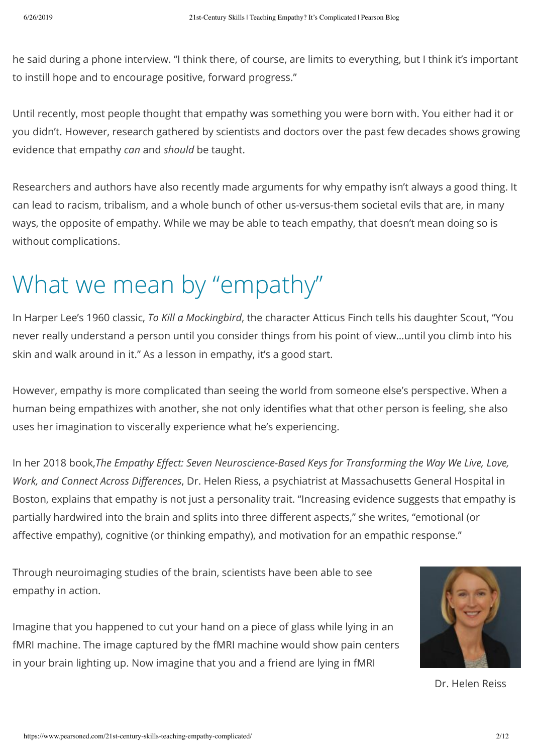he said during a phone interview. "I think there, of course, are limits to everything, but I think it's important to instill hope and to encourage positive, forward progress."

Until recently, most people thought that empathy was something you were born with. You either had it or you didn't. However, research gathered by scientists and doctors over the past few decades shows growing evidence that empathy *can* and *should* be taught.

Researchers and authors have also recently made arguments for why empathy isn't always a good thing. It can lead to racism, tribalism, and a whole bunch of other us-versus-them societal evils that are, in many ways, the opposite of empathy. While we may be able to teach empathy, that doesn't mean doing so is without complications.

## What we mean by "empathy"

In Harper Lee's 1960 classic, *To Kill a Mockingbird*, the character Atticus Finch tells his daughter Scout, "You never really understand a person until you consider things from his point of view...until you climb into his skin and walk around in it." As a lesson in empathy, it's a good start.

However, empathy is more complicated than seeing the world from someone else's perspective. When a human being empathizes with another, she not only identifies what that other person is feeling, she also uses her imagination to viscerally experience what he's experiencing.

In her 2018 book, *The Empathy Effect: Seven Neuroscience-Based Keys for Transforming the Way We Live, Love, Work, and Connect Across Differences*, Dr. Helen Riess, a psychiatrist at Massachusetts General Hospital in Boston, explains that empathy is not just a personality trait. "Increasing evidence suggests that empathy is partially hardwired into the brain and splits into three different aspects," she writes, "emotional (or affective empathy), cognitive (or thinking empathy), and motivation for an empathic response."

Through neuroimaging studies of the brain, scientists have been able to see empathy in action.

Imagine that you happened to cut your hand on a piece of glass while lying in an fMRI machine. The image captured by the fMRI machine would show pain centers in your brain lighting up. Now imagine that you and a friend are lying in fMRI

Dr. Helen Reiss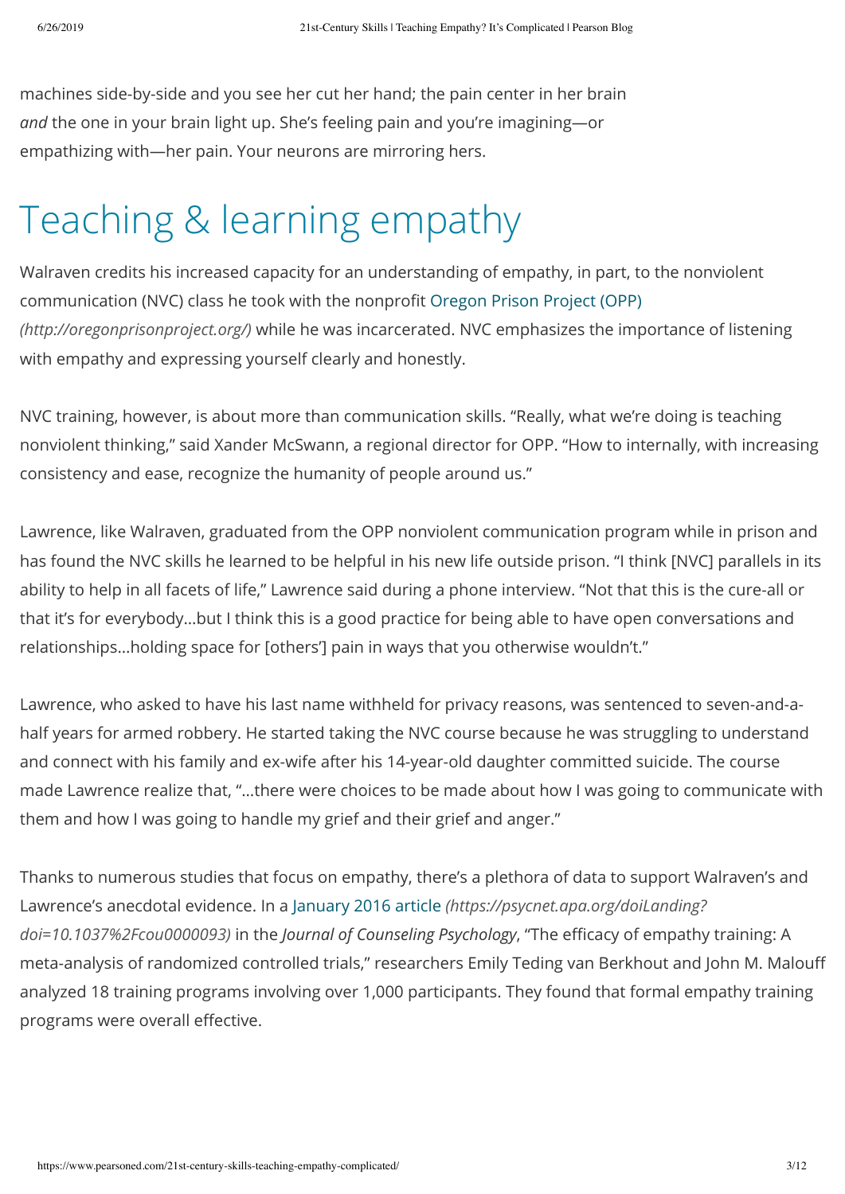machines side-by-side and you see her cut her hand; the pain center in her brain *and* the one in your brain light up. She's feeling pain and you're imagining—or empathizing with—her pain. Your neurons are mirroring hers.

# Teaching & learning empathy

Walraven credits his increased capacity for an understanding of empathy, in part, to the nonviolent communication (NVC) class he took with the nonprofit Oregon Prison Project (OPP) *(http://oregonprisonproject.org/)* while he was incarcerated. NVC emphasizes the importance of listening with empathy and expressing yourself clearly and honestly.

NVC training, however, is about more than communication skills. "Really, what we're doing is teaching nonviolent thinking," said Xander McSwann, a regional director for OPP. "How to internally, with increasing consistency and ease, recognize the humanity of people around us."

Lawrence, like Walraven, graduated from the OPP nonviolent communication program while in prison and has found the NVC skills he learned to be helpful in his new life outside prison. "I think [NVC] parallels in its ability to help in all facets of life," Lawrence said during a phone interview. "Not that this is the cure-all or that it's for everybody…but I think this is a good practice for being able to have open conversations and relationships…holding space for [others'] pain in ways that you otherwise wouldn't."

Lawrence, who asked to have his last name withheld for privacy reasons, was sentenced to seven-and-a-half years for armed robbery. He started taking the NVC course because he was struggling to understand and connect with his family and ex-wife after his 14-year-old daughter committed suicide. The course made Lawrence realize that, "…there were choices to be made about how I was going to communicate with them and how I was going to handle my grief and their grief and anger."

Thanks to numerous studies that focus on empathy, there's a plethora of data to support Walraven's and Lawrence's anecdotal evidence. In a January 2016 article *(https://psycnet.apa.org/doiLanding?doi=10.1037%2Fcou0000093)* in the *Journal of Counseling Psychology*, "The efficacy of empathy training: A meta-analysis of randomized controlled trials," researchers Emily Teding van Berkhout and John M. Malouff analyzed 18 training programs involving over 1,000 participants. They found that formal empathy training programs were overall effective.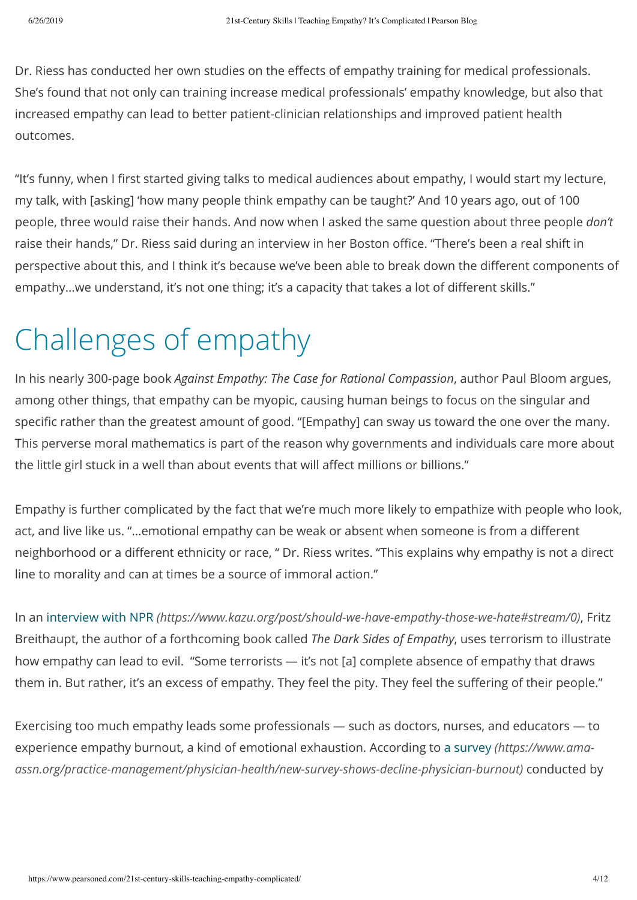Dr. Riess has conducted her own studies on the effects of empathy training for medical professionals. She's found that not only can training increase medical professionals' empathy knowledge, but also that increased empathy can lead to better patient-clinician relationships and improved patient health outcomes.

"It's funny, when I first started giving talks to medical audiences about empathy, I would start my lecture, my talk, with [asking] 'how many people think empathy can be taught?' And 10 years ago, out of 100 people, three would raise their hands. And now when I asked the same question about three people *don't* raise their hands," Dr. Riess said during an interview in her Boston office. "There's been a real shift in perspective about this, and I think it's because we've been able to break down the different components of empathy…we understand, it's not one thing; it's a capacity that takes a lot of different skills."

# Challenges of empathy

In his nearly 300-page book *Against Empathy: The Case for Rational Compassion*, author Paul Bloom argues, among other things, that empathy can be myopic, causing human beings to focus on the singular and specific rather than the greatest amount of good. "[Empathy] can sway us toward the one over the many. This perverse moral mathematics is part of the reason why governments and individuals care more about the little girl stuck in a well than about events that will affect millions or billions."

Empathy is further complicated by the fact that we're much more likely to empathize with people who look, act, and live like us. "…emotional empathy can be weak or absent when someone is from a different neighborhood or a different ethnicity or race, " Dr. Riess writes. "This explains why empathy is not a direct line to morality and can at times be a source of immoral action."

In an interview with NPR *(https://www.kazu.org/post/should-we-have-empathy-those-we-hate#stream/0)*, Fritz Breithaupt, the author of a forthcoming book called *The Dark Sides of Empathy*, uses terrorism to illustrate how empathy can lead to evil. "Some terrorists — it's not [a] complete absence of empathy that draws them in. But rather, it's an excess of empathy. They feel the pity. They feel the suffering of their people."

Exercising too much empathy leads some professionals — such as doctors, nurses, and educators — to experience empathy burnout, a kind of emotional exhaustion. According to a survey *(https://www.ama-assn.org/practice-management/physician-health/new-survey-shows-decline-physician-burnout)* conducted by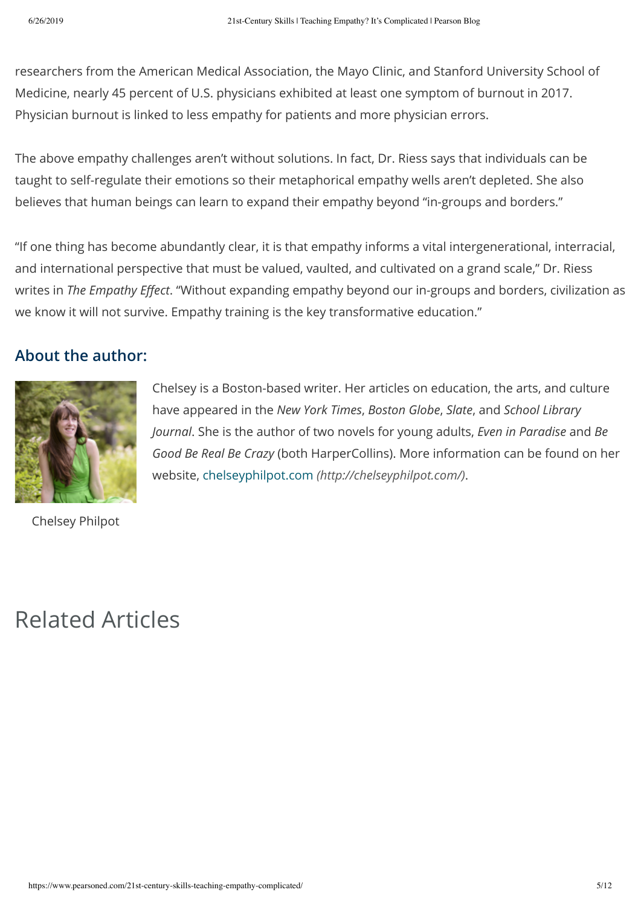researchers from the American Medical Association, the Mayo Clinic, and Stanford University School of Medicine, nearly 45 percent of U.S. physicians exhibited at least one symptom of burnout in 2017. Physician burnout is linked to less empathy for patients and more physician errors.

The above empathy challenges aren't without solutions. In fact, Dr. Riess says that individuals can be taught to self-regulate their emotions so their metaphorical empathy wells aren't depleted. She also believes that human beings can learn to expand their empathy beyond "in-groups and borders."

"If one thing has become abundantly clear, it is that empathy informs a vital intergenerational, interracial, and international perspective that must be valued, vaulted, and cultivated on a grand scale," Dr. Riess writes in *The Empathy Effect*. "Without expanding empathy beyond our in-groups and borders, civilization as we know it will not survive. Empathy training is the key transformative education."

## About the author:

Chelsey is a Boston-based writer. Her articles on education, the arts, and culture have appeared in the *New York Times*, *Boston Globe*, *Slate*, and *School Library Journal*. She is the author of two novels for young adults, *Even in Paradise* and *Be Good Be Real Be Crazy* (both HarperCollins). More information can be found on her website, chelseyphilpot.com *(http://chelseyphilpot.com/)*.

Chelsey Philpot

# Related Articles